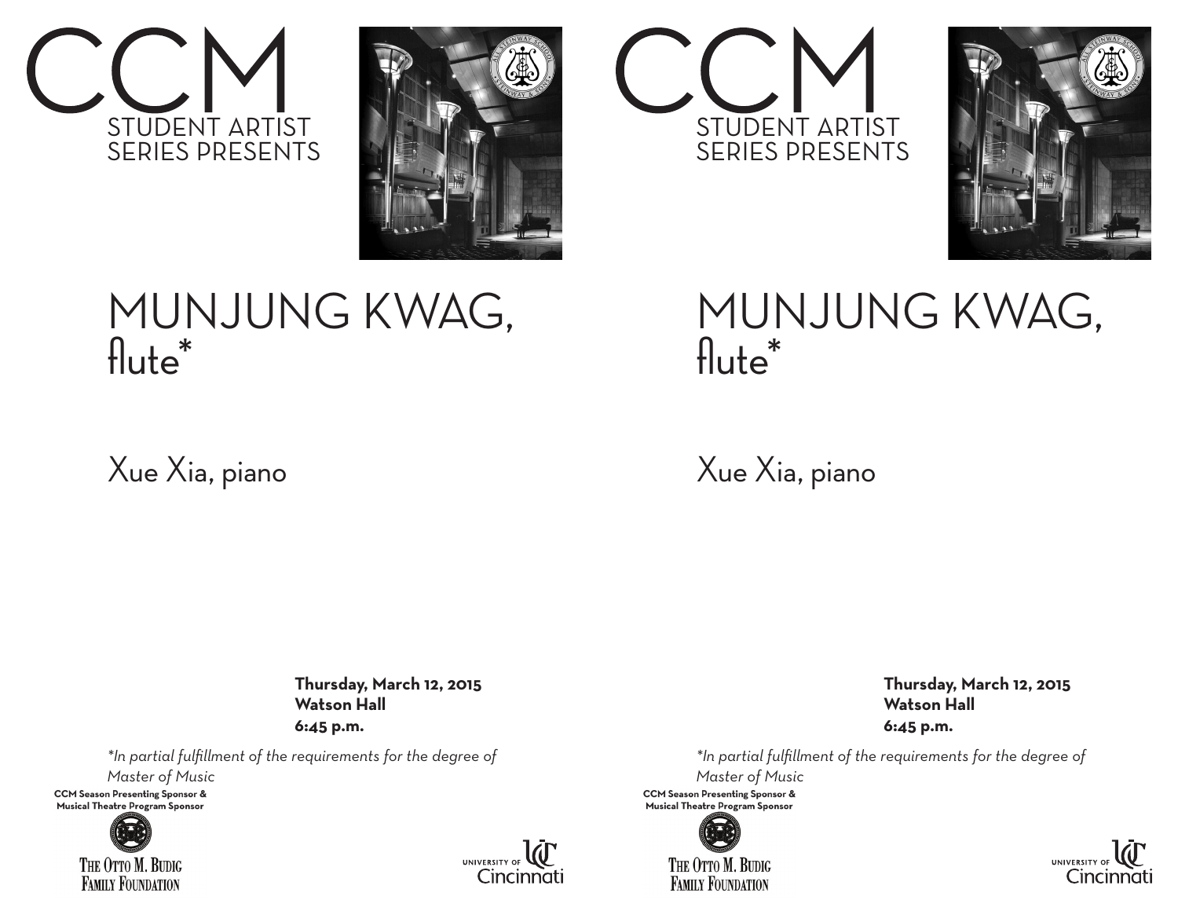# CCM

STUDENT ARTIST SERIES PRESENTS

# MUNJUNG KWAG, flute*

Xue Xia, piano

**Thursday, March 12, 2015**
**Watson Hall**
**6:45 p.m.**

*\*In partial fulfillment of the requirements for the degree of Master of Music*

**CCM Season Presenting Sponsor & Musical Theatre Program Sponsor**

THE OTTO M. BUDIG FAMILY FOUNDATION

UNIVERSITY OF Cincinnati

# CCM

STUDENT ARTIST SERIES PRESENTS

# MUNJUNG KWAG, flute*

Xue Xia, piano

**Thursday, March 12, 2015**
**Watson Hall**
**6:45 p.m.**

*\*In partial fulfillment of the requirements for the degree of Master of Music*

**CCM Season Presenting Sponsor & Musical Theatre Program Sponsor**

THE OTTO M. BUDIG FAMILY FOUNDATION

UNIVERSITY OF Cincinnati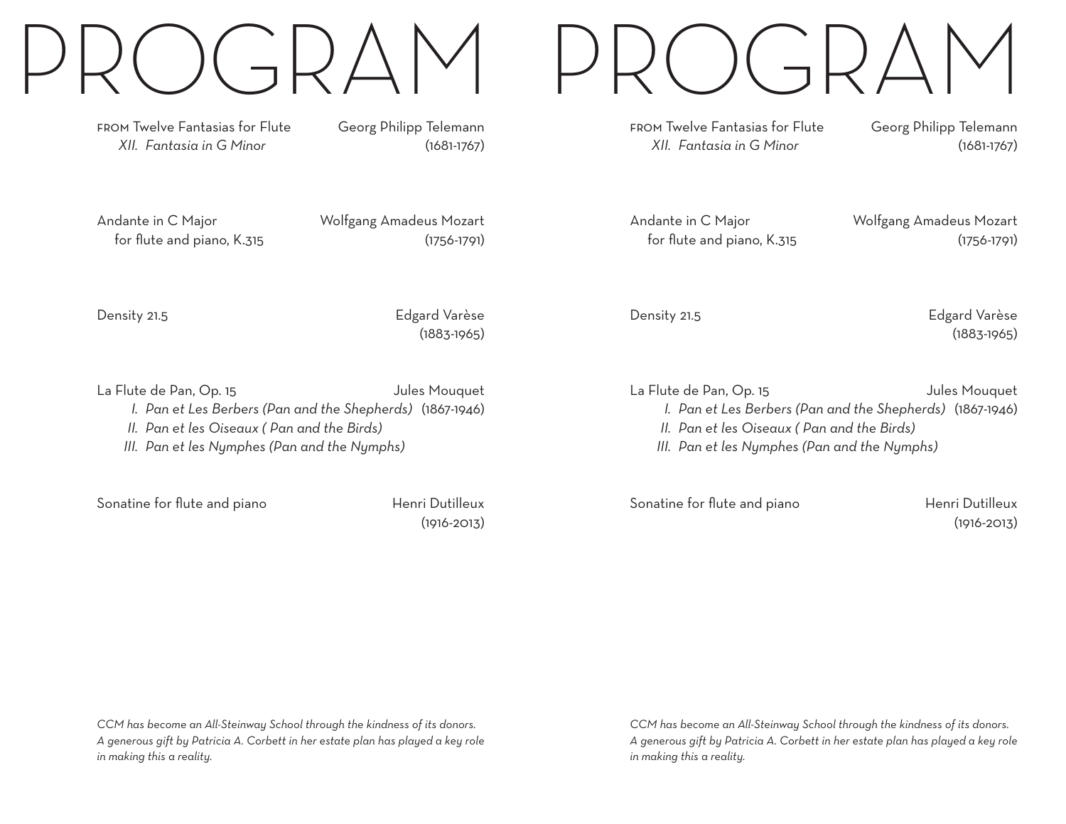# PROGRAM

FROM Twelve Fantasias for Flute — Georg Philipp Telemann (1681-1767)
*XII. Fantasia in G Minor*

Andante in C Major for flute and piano, K.315 — Wolfgang Amadeus Mozart (1756-1791)

Density 21.5 — Edgard Varèse (1883-1965)

La Flute de Pan, Op. 15 — Jules Mouquet (1867-1946)
*I. Pan et Les Berbers (Pan and the Shepherds)*
*II. Pan et les Oiseaux ( Pan and the Birds)*
*III. Pan et les Nymphes (Pan and the Nymphs)*

Sonatine for flute and piano — Henri Dutilleux (1916-2013)

*CCM has become an All-Steinway School through the kindness of its donors. A generous gift by Patricia A. Corbett in her estate plan has played a key role in making this a reality.*

# PROGRAM

FROM Twelve Fantasias for Flute — Georg Philipp Telemann (1681-1767)
*XII. Fantasia in G Minor*

Andante in C Major for flute and piano, K.315 — Wolfgang Amadeus Mozart (1756-1791)

Density 21.5 — Edgard Varèse (1883-1965)

La Flute de Pan, Op. 15 — Jules Mouquet (1867-1946)
*I. Pan et Les Berbers (Pan and the Shepherds)*
*II. Pan et les Oiseaux ( Pan and the Birds)*
*III. Pan et les Nymphes (Pan and the Nymphs)*

Sonatine for flute and piano — Henri Dutilleux (1916-2013)

*CCM has become an All-Steinway School through the kindness of its donors. A generous gift by Patricia A. Corbett in her estate plan has played a key role in making this a reality.*